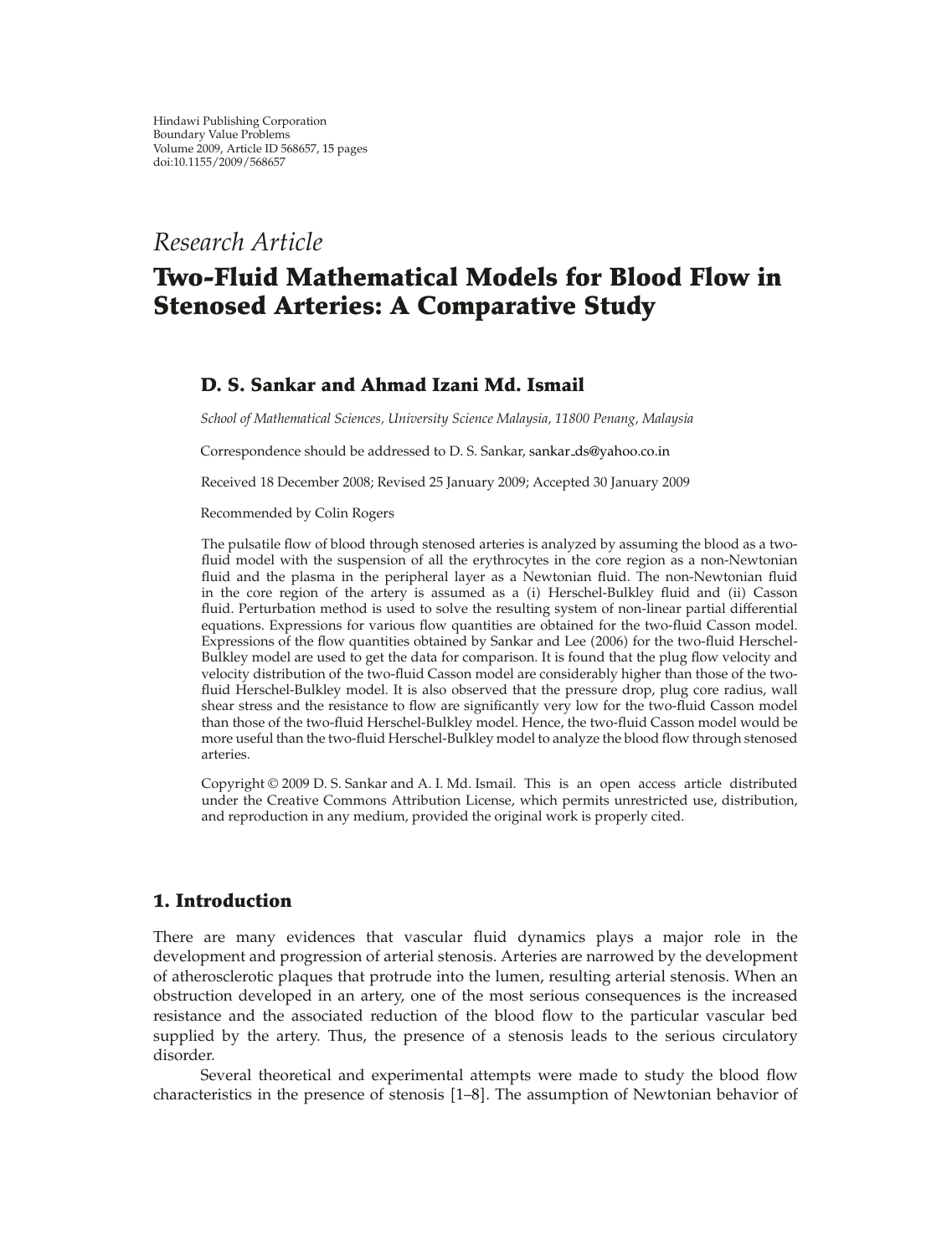Hindawi Publishing Corporation
Boundary Value Problems
Volume 2009, Article ID 568657, 15 pages
doi:10.1155/2009/568657

*Research Article*

# Two-Fluid Mathematical Models for Blood Flow in Stenosed Arteries: A Comparative Study

**D. S. Sankar and Ahmad Izani Md. Ismail**

*School of Mathematical Sciences, University Science Malaysia, 11800 Penang, Malaysia*

Correspondence should be addressed to D. S. Sankar, sankar_ds@yahoo.co.in

Received 18 December 2008; Revised 25 January 2009; Accepted 30 January 2009

Recommended by Colin Rogers

The pulsatile flow of blood through stenosed arteries is analyzed by assuming the blood as a two-fluid model with the suspension of all the erythrocytes in the core region as a non-Newtonian fluid and the plasma in the peripheral layer as a Newtonian fluid. The non-Newtonian fluid in the core region of the artery is assumed as a (i) Herschel-Bulkley fluid and (ii) Casson fluid. Perturbation method is used to solve the resulting system of non-linear partial differential equations. Expressions for various flow quantities are obtained for the two-fluid Casson model. Expressions of the flow quantities obtained by Sankar and Lee (2006) for the two-fluid Herschel-Bulkley model are used to get the data for comparison. It is found that the plug flow velocity and velocity distribution of the two-fluid Casson model are considerably higher than those of the two-fluid Herschel-Bulkley model. It is also observed that the pressure drop, plug core radius, wall shear stress and the resistance to flow are significantly very low for the two-fluid Casson model than those of the two-fluid Herschel-Bulkley model. Hence, the two-fluid Casson model would be more useful than the two-fluid Herschel-Bulkley model to analyze the blood flow through stenosed arteries.

Copyright © 2009 D. S. Sankar and A. I. Md. Ismail. This is an open access article distributed under the Creative Commons Attribution License, which permits unrestricted use, distribution, and reproduction in any medium, provided the original work is properly cited.

## 1. Introduction

There are many evidences that vascular fluid dynamics plays a major role in the development and progression of arterial stenosis. Arteries are narrowed by the development of atherosclerotic plaques that protrude into the lumen, resulting arterial stenosis. When an obstruction developed in an artery, one of the most serious consequences is the increased resistance and the associated reduction of the blood flow to the particular vascular bed supplied by the artery. Thus, the presence of a stenosis leads to the serious circulatory disorder.

Several theoretical and experimental attempts were made to study the blood flow characteristics in the presence of stenosis [1–8]. The assumption of Newtonian behavior of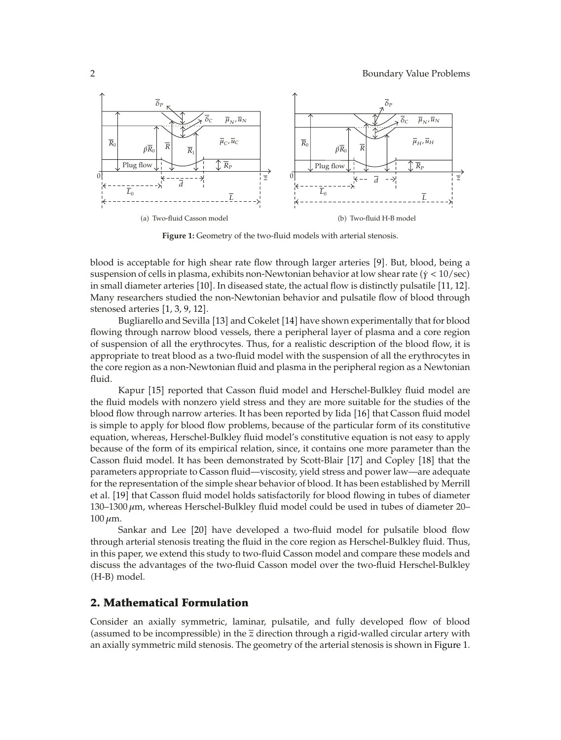(a) Two-fluid Casson model

(b) Two-fluid H-B model

**Figure 1:** Geometry of the two-fluid models with arterial stenosis.

blood is acceptable for high shear rate flow through larger arteries [9]. But, blood, being a suspension of cells in plasma, exhibits non-Newtonian behavior at low shear rate ($\dot{\gamma} < 10/\text{sec}$) in small diameter arteries [10]. In diseased state, the actual flow is distinctly pulsatile [11, 12]. Many researchers studied the non-Newtonian behavior and pulsatile flow of blood through stenosed arteries [1, 3, 9, 12].

Bugliarello and Sevilla [13] and Cokelet [14] have shown experimentally that for blood flowing through narrow blood vessels, there a peripheral layer of plasma and a core region of suspension of all the erythrocytes. Thus, for a realistic description of the blood flow, it is appropriate to treat blood as a two-fluid model with the suspension of all the erythrocytes in the core region as a non-Newtonian fluid and plasma in the peripheral region as a Newtonian fluid.

Kapur [15] reported that Casson fluid model and Herschel-Bulkley fluid model are the fluid models with nonzero yield stress and they are more suitable for the studies of the blood flow through narrow arteries. It has been reported by Iida [16] that Casson fluid model is simple to apply for blood flow problems, because of the particular form of its constitutive equation, whereas, Herschel-Bulkley fluid model's constitutive equation is not easy to apply because of the form of its empirical relation, since, it contains one more parameter than the Casson fluid model. It has been demonstrated by Scott-Blair [17] and Copley [18] that the parameters appropriate to Casson fluid—viscosity, yield stress and power law—are adequate for the representation of the simple shear behavior of blood. It has been established by Merrill et al. [19] that Casson fluid model holds satisfactorily for blood flowing in tubes of diameter 130–1300 $\mu$m, whereas Herschel-Bulkley fluid model could be used in tubes of diameter 20–100 $\mu$m.

Sankar and Lee [20] have developed a two-fluid model for pulsatile blood flow through arterial stenosis treating the fluid in the core region as Herschel-Bulkley fluid. Thus, in this paper, we extend this study to two-fluid Casson model and compare these models and discuss the advantages of the two-fluid Casson model over the two-fluid Herschel-Bulkley (H-B) model.

## 2. Mathematical Formulation

Consider an axially symmetric, laminar, pulsatile, and fully developed flow of blood (assumed to be incompressible) in the $\bar{z}$ direction through a rigid-walled circular artery with an axially symmetric mild stenosis. The geometry of the arterial stenosis is shown in Figure 1.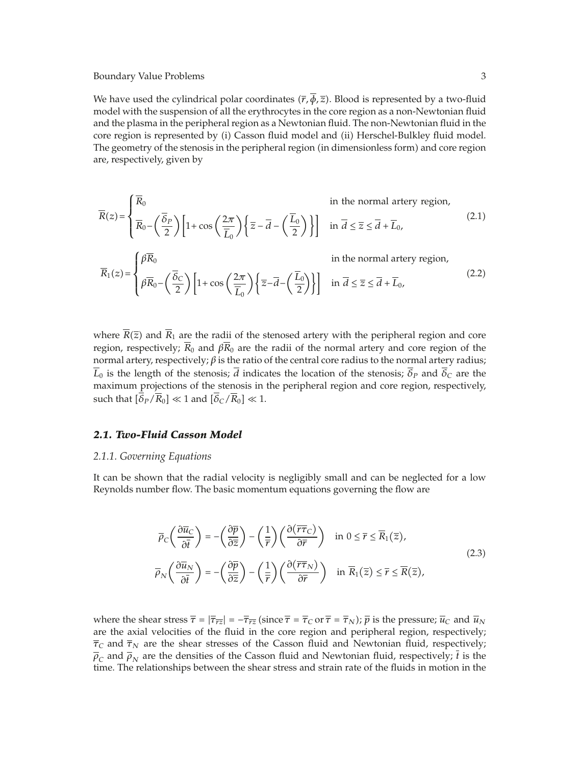We have used the cylindrical polar coordinates $(\bar{r}, \bar{\phi}, \bar{z})$. Blood is represented by a two-fluid model with the suspension of all the erythrocytes in the core region as a non-Newtonian fluid and the plasma in the peripheral region as a Newtonian fluid. The non-Newtonian fluid in the core region is represented by (i) Casson fluid model and (ii) Herschel-Bulkley fluid model. The geometry of the stenosis in the peripheral region (in dimensionless form) and core region are, respectively, given by

$$\overline{R}(z) = \begin{cases} \overline{R}_0 & \text{in the normal artery region,} \\ \overline{R}_0 - \left(\dfrac{\overline{\delta}_P}{2}\right)\left[1 + \cos\left(\dfrac{2\pi}{\overline{L}_0}\right)\left\{\overline{z} - \overline{d} - \left(\dfrac{\overline{L}_0}{2}\right)\right\}\right] & \text{in } \overline{d} \leq \overline{z} \leq \overline{d} + \overline{L}_0, \end{cases} \tag{2.1}$$

$$\overline{R}_1(z) = \begin{cases} \beta\overline{R}_0 & \text{in the normal artery region,} \\ \beta\overline{R}_0 - \left(\dfrac{\overline{\delta}_C}{2}\right)\left[1 + \cos\left(\dfrac{2\pi}{\overline{L}_0}\right)\left\{\overline{z} - \overline{d} - \left(\dfrac{\overline{L}_0}{2}\right)\right\}\right] & \text{in } \overline{d} \leq \overline{z} \leq \overline{d} + \overline{L}_0, \end{cases} \tag{2.2}$$

where $\overline{R}(\overline{z})$ and $\overline{R}_1$ are the radii of the stenosed artery with the peripheral region and core region, respectively; $\overline{R}_0$ and $\beta\overline{R}_0$ are the radii of the normal artery and core region of the normal artery, respectively; $\beta$ is the ratio of the central core radius to the normal artery radius; $\overline{L}_0$ is the length of the stenosis; $\overline{d}$ indicates the location of the stenosis; $\overline{\delta}_P$ and $\overline{\delta}_C$ are the maximum projections of the stenosis in the peripheral region and core region, respectively, such that $[\overline{\delta}_P/\overline{R}_0] \ll 1$ and $[\overline{\delta}_C/\overline{R}_0] \ll 1$.

### *2.1. Two-Fluid Casson Model*

#### *2.1.1. Governing Equations*

It can be shown that the radial velocity is negligibly small and can be neglected for a low Reynolds number flow. The basic momentum equations governing the flow are

$$\begin{aligned} \overline{\rho}_C\left(\frac{\partial \overline{u}_C}{\partial \overline{t}}\right) &= -\left(\frac{\partial \overline{p}}{\partial \overline{z}}\right) - \left(\frac{1}{\overline{r}}\right)\left(\frac{\partial(\overline{r}\overline{\tau}_C)}{\partial \overline{r}}\right) \quad \text{in } 0 \leq \overline{r} \leq \overline{R}_1(\overline{z}), \\ \overline{\rho}_N\left(\frac{\partial \overline{u}_N}{\partial \overline{t}}\right) &= -\left(\frac{\partial \overline{p}}{\partial \overline{z}}\right) - \left(\frac{1}{\overline{r}}\right)\left(\frac{\partial(\overline{r}\overline{\tau}_N)}{\partial \overline{r}}\right) \quad \text{in } \overline{R}_1(\overline{z}) \leq \overline{r} \leq \overline{R}(\overline{z}), \end{aligned} \tag{2.3}$$

where the shear stress $\overline{\tau} = |\overline{\tau}_{\overline{r}\overline{z}}| = -\overline{\tau}_{\overline{r}\overline{z}}$ (since $\overline{\tau} = \overline{\tau}_C$ or $\overline{\tau} = \overline{\tau}_N$); $\overline{p}$ is the pressure; $\overline{u}_C$ and $\overline{u}_N$ are the axial velocities of the fluid in the core region and peripheral region, respectively; $\overline{\tau}_C$ and $\overline{\tau}_N$ are the shear stresses of the Casson fluid and Newtonian fluid, respectively; $\overline{\rho}_C$ and $\overline{\rho}_N$ are the densities of the Casson fluid and Newtonian fluid, respectively; $\overline{t}$ is the time. The relationships between the shear stress and strain rate of the fluids in motion in the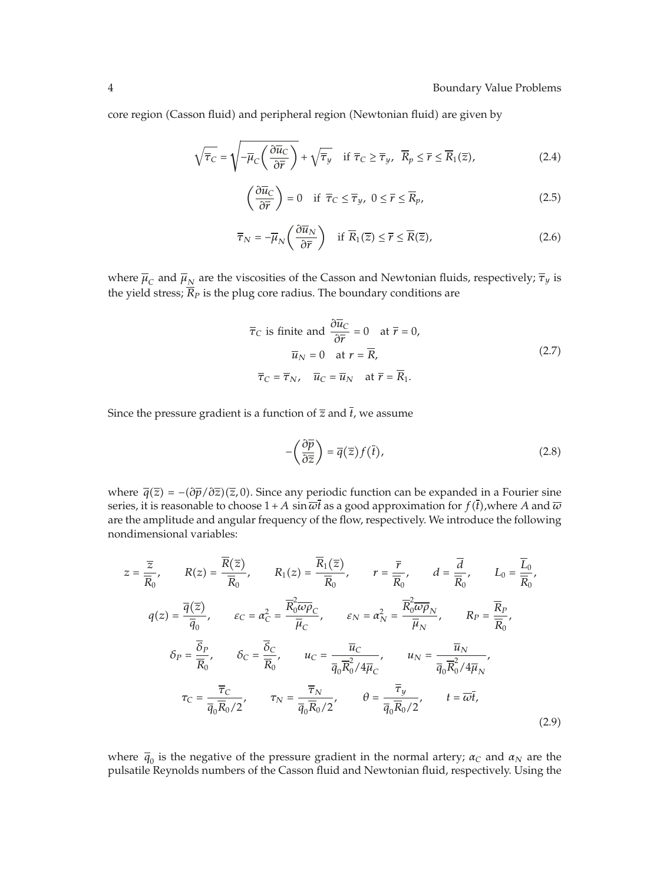core region (Casson fluid) and peripheral region (Newtonian fluid) are given by

$$\sqrt{\overline{\tau}_C} = \sqrt{-\overline{\mu}_C\left(\frac{\partial \overline{u}_C}{\partial \overline{r}}\right)} + \sqrt{\overline{\tau}_y} \quad \text{if } \overline{\tau}_C \geq \overline{\tau}_y,\ \overline{R}_p \leq \overline{r} \leq \overline{R}_1(\overline{z}), \tag{2.4}$$

$$\left(\frac{\partial \overline{u}_C}{\partial \overline{r}}\right) = 0 \quad \text{if } \overline{\tau}_C \leq \overline{\tau}_y,\ 0 \leq \overline{r} \leq \overline{R}_p, \tag{2.5}$$

$$\overline{\tau}_N = -\overline{\mu}_N\left(\frac{\partial \overline{u}_N}{\partial \overline{r}}\right) \quad \text{if } \overline{R}_1(\overline{z}) \leq \overline{r} \leq \overline{R}(\overline{z}), \tag{2.6}$$

where $\overline{\mu}_C$ and $\overline{\mu}_N$ are the viscosities of the Casson and Newtonian fluids, respectively; $\overline{\tau}_y$ is the yield stress; $\overline{R}_P$ is the plug core radius. The boundary conditions are

$$\begin{gathered}
\overline{\tau}_C \text{ is finite and } \frac{\partial \overline{u}_C}{\partial \overline{r}} = 0 \quad \text{at } \overline{r} = 0, \\
\overline{u}_N = 0 \quad \text{at } r = \overline{R}, \\
\overline{\tau}_C = \overline{\tau}_N, \quad \overline{u}_C = \overline{u}_N \quad \text{at } \overline{r} = \overline{R}_1.
\end{gathered} \tag{2.7}$$

Since the pressure gradient is a function of $\overline{z}$ and $\overline{t}$, we assume

$$-\left(\frac{\partial \overline{p}}{\partial \overline{z}}\right) = \overline{q}(\overline{z}) f(\overline{t}), \tag{2.8}$$

where $\overline{q}(\overline{z}) = -(\partial \overline{p}/\partial \overline{z})(\overline{z}, 0)$. Since any periodic function can be expanded in a Fourier sine series, it is reasonable to choose $1 + A \sin \overline{\omega}\overline{t}$ as a good approximation for $f(\overline{t})$, where $A$ and $\overline{\omega}$ are the amplitude and angular frequency of the flow, respectively. We introduce the following nondimensional variables:

$$\begin{gathered}
z = \frac{\overline{z}}{\overline{R}_0}, \qquad R(z) = \frac{\overline{R}(\overline{z})}{\overline{R}_0}, \qquad R_1(z) = \frac{\overline{R}_1(\overline{z})}{\overline{R}_0}, \qquad r = \frac{\overline{r}}{\overline{R}_0}, \qquad d = \frac{\overline{d}}{\overline{R}_0}, \qquad L_0 = \frac{\overline{L}_0}{\overline{R}_0}, \\
q(z) = \frac{\overline{q}(\overline{z})}{\overline{q}_0}, \qquad \varepsilon_C = \alpha_C^2 = \frac{\overline{R}_0^2 \overline{\omega} \overline{\rho}_C}{\overline{\mu}_C}, \qquad \varepsilon_N = \alpha_N^2 = \frac{\overline{R}_0^2 \overline{\omega} \overline{\rho}_N}{\overline{\mu}_N}, \qquad R_P = \frac{\overline{R}_P}{\overline{R}_0}, \\
\delta_P = \frac{\overline{\delta}_P}{\overline{R}_0}, \qquad \delta_C = \frac{\overline{\delta}_C}{\overline{R}_0}, \qquad u_C = \frac{\overline{u}_C}{\overline{q}_0 \overline{R}_0^2 / 4\overline{\mu}_C}, \qquad u_N = \frac{\overline{u}_N}{\overline{q}_0 \overline{R}_0^2 / 4\overline{\mu}_N}, \\
\tau_C = \frac{\overline{\tau}_C}{\overline{q}_0 \overline{R}_0 / 2}, \qquad \tau_N = \frac{\overline{\tau}_N}{\overline{q}_0 \overline{R}_0 / 2}, \qquad \theta = \frac{\overline{\tau}_y}{\overline{q}_0 \overline{R}_0 / 2}, \qquad t = \overline{\omega}\overline{t},
\end{gathered} \tag{2.9}$$

where $\overline{q}_0$ is the negative of the pressure gradient in the normal artery; $\alpha_C$ and $\alpha_N$ are the pulsatile Reynolds numbers of the Casson fluid and Newtonian fluid, respectively. Using the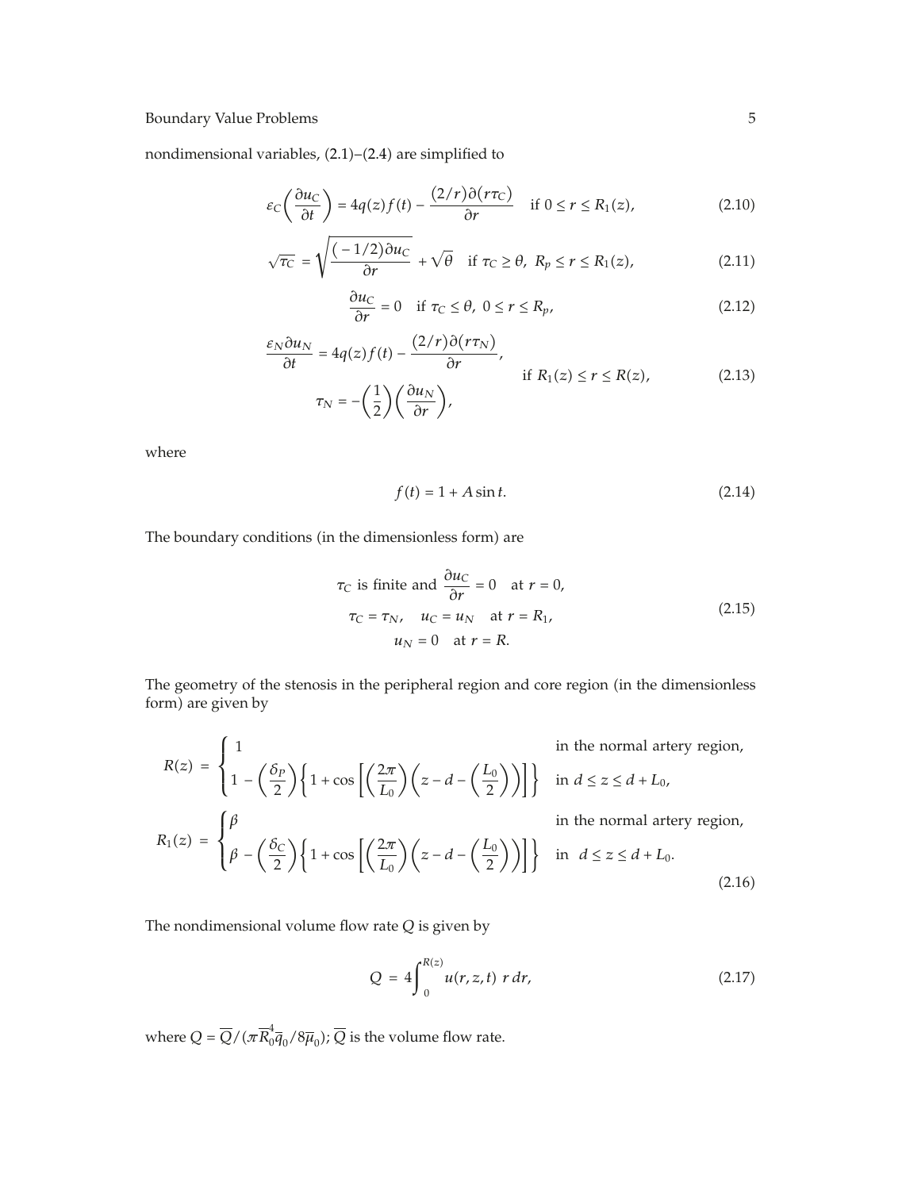nondimensional variables, (2.1)–(2.4) are simplified to

$$\varepsilon_C\left(\frac{\partial u_C}{\partial t}\right) = 4q(z)f(t) - \frac{(2/r)\partial(r\tau_C)}{\partial r} \quad \text{if } 0 \le r \le R_1(z), \tag{2.10}$$

$$\sqrt{\tau_C} = \sqrt{\frac{(-1/2)\partial u_C}{\partial r}} + \sqrt{\theta} \quad \text{if } \tau_C \ge \theta,\ R_p \le r \le R_1(z), \tag{2.11}$$

$$\frac{\partial u_C}{\partial r} = 0 \quad \text{if } \tau_C \le \theta,\ 0 \le r \le R_p, \tag{2.12}$$

$$\left.\begin{aligned} \frac{\varepsilon_N \partial u_N}{\partial t} &= 4q(z)f(t) - \frac{(2/r)\partial(r\tau_N)}{\partial r}, \\ \tau_N &= -\left(\frac{1}{2}\right)\left(\frac{\partial u_N}{\partial r}\right), \end{aligned}\right\} \quad \text{if } R_1(z) \le r \le R(z), \tag{2.13}$$

where

$$f(t) = 1 + A\sin t. \tag{2.14}$$

The boundary conditions (in the dimensionless form) are

$$\begin{gathered} \tau_C \text{ is finite and } \frac{\partial u_C}{\partial r} = 0 \quad \text{at } r = 0, \\ \tau_C = \tau_N, \quad u_C = u_N \quad \text{at } r = R_1, \\ u_N = 0 \quad \text{at } r = R. \end{gathered} \tag{2.15}$$

The geometry of the stenosis in the peripheral region and core region (in the dimensionless form) are given by

$$\begin{aligned} R(z) &= \begin{cases} 1 & \text{in the normal artery region,} \\ 1 - \left(\dfrac{\delta_P}{2}\right)\left\{1 + \cos\left[\left(\dfrac{2\pi}{L_0}\right)\left(z - d - \left(\dfrac{L_0}{2}\right)\right)\right]\right\} & \text{in } d \le z \le d + L_0, \end{cases} \\ R_1(z) &= \begin{cases} \beta & \text{in the normal artery region,} \\ \beta - \left(\dfrac{\delta_C}{2}\right)\left\{1 + \cos\left[\left(\dfrac{2\pi}{L_0}\right)\left(z - d - \left(\dfrac{L_0}{2}\right)\right)\right]\right\} & \text{in } d \le z \le d + L_0. \end{cases} \end{aligned} \tag{2.16}$$

The nondimensional volume flow rate $Q$ is given by

$$Q = 4\int_0^{R(z)} u(r, z, t)\, r\, dr, \tag{2.17}$$

where $Q = \overline{Q}/(\pi \overline{R}_0^4 \overline{q}_0 / 8\overline{\mu}_0)$; $\overline{Q}$ is the volume flow rate.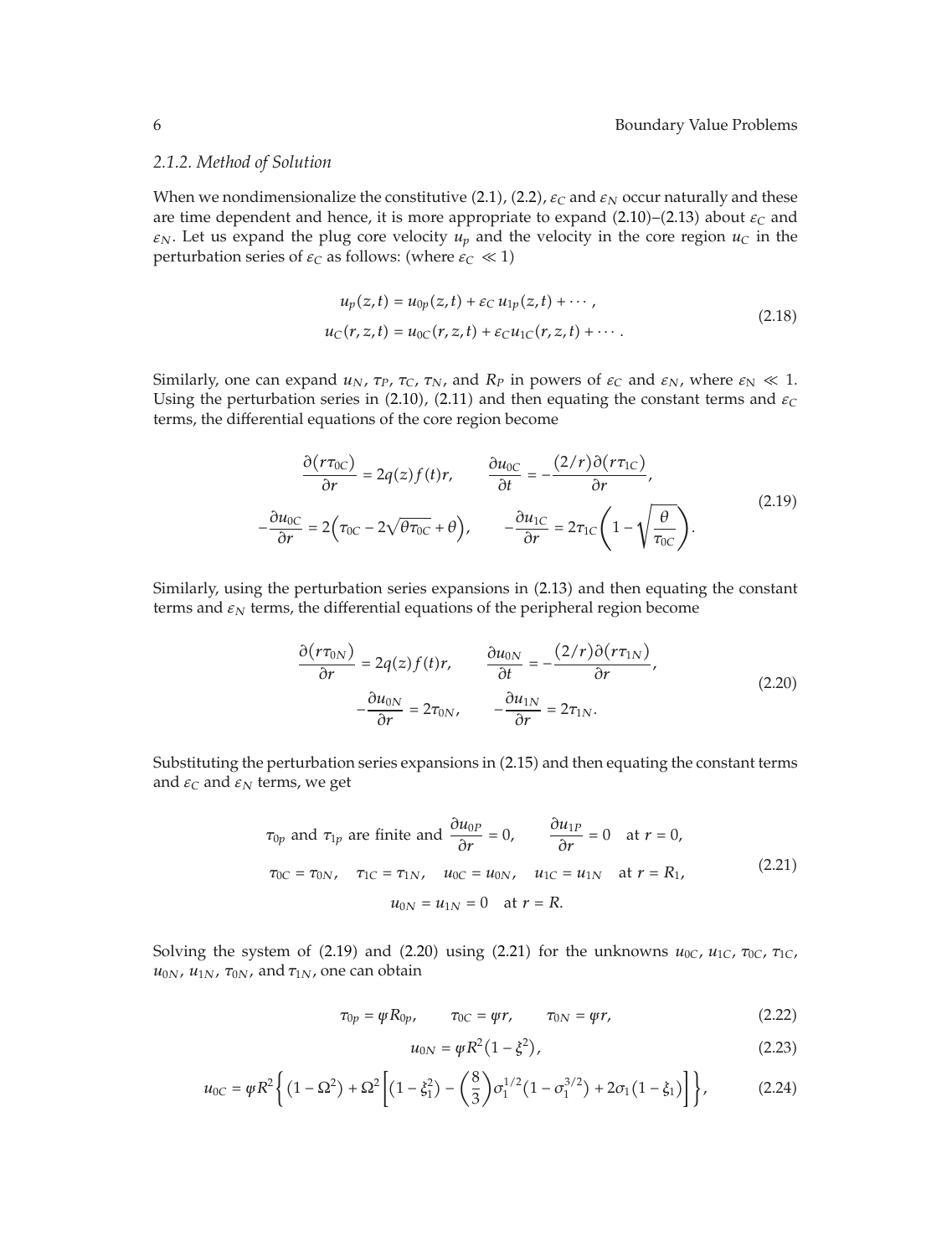### 2.1.2. Method of Solution

When we nondimensionalize the constitutive (2.1), (2.2), $\varepsilon_C$ and $\varepsilon_N$ occur naturally and these are time dependent and hence, it is more appropriate to expand (2.10)–(2.13) about $\varepsilon_C$ and $\varepsilon_N$. Let us expand the plug core velocity $u_p$ and the velocity in the core region $u_C$ in the perturbation series of $\varepsilon_C$ as follows: (where $\varepsilon_C \ll 1$)

$$u_p(z,t) = u_{0p}(z,t) + \varepsilon_C\, u_{1p}(z,t) + \cdots,$$
$$u_C(r,z,t) = u_{0C}(r,z,t) + \varepsilon_C u_{1C}(r,z,t) + \cdots. \tag{2.18}$$

Similarly, one can expand $u_N$, $\tau_P$, $\tau_C$, $\tau_N$, and $R_P$ in powers of $\varepsilon_C$ and $\varepsilon_N$, where $\varepsilon_N \ll 1$. Using the perturbation series in (2.10), (2.11) and then equating the constant terms and $\varepsilon_C$ terms, the differential equations of the core region become

$$\frac{\partial(r\tau_{0C})}{\partial r} = 2q(z)f(t)r, \qquad \frac{\partial u_{0C}}{\partial t} = -\frac{(2/r)\partial(r\tau_{1C})}{\partial r},$$
$$-\frac{\partial u_{0C}}{\partial r} = 2\left(\tau_{0C} - 2\sqrt{\theta\tau_{0C}} + \theta\right), \qquad -\frac{\partial u_{1C}}{\partial r} = 2\tau_{1C}\left(1 - \sqrt{\frac{\theta}{\tau_{0C}}}\right). \tag{2.19}$$

Similarly, using the perturbation series expansions in (2.13) and then equating the constant terms and $\varepsilon_N$ terms, the differential equations of the peripheral region become

$$\frac{\partial(r\tau_{0N})}{\partial r} = 2q(z)f(t)r, \qquad \frac{\partial u_{0N}}{\partial t} = -\frac{(2/r)\partial(r\tau_{1N})}{\partial r},$$
$$-\frac{\partial u_{0N}}{\partial r} = 2\tau_{0N}, \qquad -\frac{\partial u_{1N}}{\partial r} = 2\tau_{1N}. \tag{2.20}$$

Substituting the perturbation series expansions in (2.15) and then equating the constant terms and $\varepsilon_C$ and $\varepsilon_N$ terms, we get

$$\tau_{0p} \text{ and } \tau_{1p} \text{ are finite and } \frac{\partial u_{0P}}{\partial r} = 0, \qquad \frac{\partial u_{1P}}{\partial r} = 0 \quad \text{at } r = 0,$$
$$\tau_{0C} = \tau_{0N}, \quad \tau_{1C} = \tau_{1N}, \quad u_{0C} = u_{0N}, \quad u_{1C} = u_{1N} \quad \text{at } r = R_1,$$
$$u_{0N} = u_{1N} = 0 \quad \text{at } r = R. \tag{2.21}$$

Solving the system of (2.19) and (2.20) using (2.21) for the unknowns $u_{0C}$, $u_{1C}$, $\tau_{0C}$, $\tau_{1C}$, $u_{0N}$, $u_{1N}$, $\tau_{0N}$, and $\tau_{1N}$, one can obtain

$$\tau_{0p} = \psi R_{0p}, \qquad \tau_{0C} = \psi r, \qquad \tau_{0N} = \psi r, \tag{2.22}$$

$$u_{0N} = \psi R^2\left(1 - \xi^2\right), \tag{2.23}$$

$$u_{0C} = \psi R^2\left\{\left(1 - \Omega^2\right) + \Omega^2\left[\left(1 - \xi_1^2\right) - \left(\frac{8}{3}\right)\sigma_1^{1/2}\left(1 - \sigma_1^{3/2}\right) + 2\sigma_1\left(1 - \xi_1\right)\right]\right\}, \tag{2.24}$$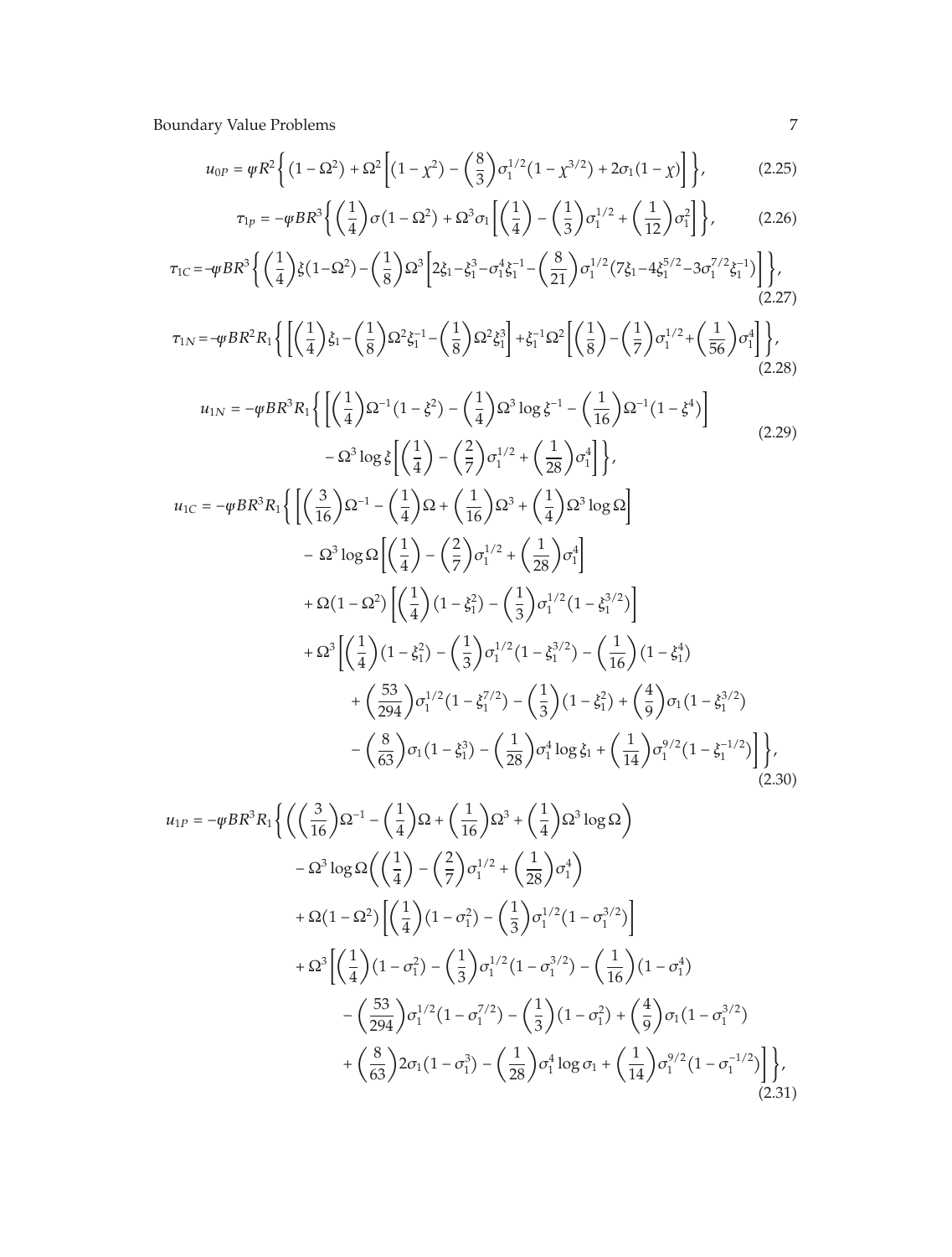$$u_{0P} = \psi R^2 \left\{ \left(1 - \Omega^2\right) + \Omega^2 \left[ \left(1 - \chi^2\right) - \left(\frac{8}{3}\right) \sigma_1^{1/2} \left(1 - \chi^{3/2}\right) + 2\sigma_1 (1 - \chi) \right] \right\}, \tag{2.25}$$

$$\tau_{1p} = -\psi B R^3 \left\{ \left(\frac{1}{4}\right) \sigma \left(1 - \Omega^2\right) + \Omega^3 \sigma_1 \left[ \left(\frac{1}{4}\right) - \left(\frac{1}{3}\right) \sigma_1^{1/2} + \left(\frac{1}{12}\right) \sigma_1^2 \right] \right\}, \tag{2.26}$$

$$\tau_{1C} = -\psi B R^3 \left\{ \left(\frac{1}{4}\right) \xi \left(1 - \Omega^2\right) - \left(\frac{1}{8}\right) \Omega^3 \left[ 2\xi_1 - \xi_1^3 - \sigma_1^4 \xi_1^{-1} - \left(\frac{8}{21}\right) \sigma_1^{1/2} \left(7\xi_1 - 4\xi_1^{5/2} - 3\sigma_1^{7/2} \xi_1^{-1}\right) \right] \right\}, \tag{2.27}$$

$$\tau_{1N} = -\psi B R^2 R_1 \left\{ \left[ \left(\frac{1}{4}\right) \xi_1 - \left(\frac{1}{8}\right) \Omega^2 \xi_1^{-1} - \left(\frac{1}{8}\right) \Omega^2 \xi_1^3 \right] + \xi_1^{-1} \Omega^2 \left[ \left(\frac{1}{8}\right) - \left(\frac{1}{7}\right) \sigma_1^{1/2} + \left(\frac{1}{56}\right) \sigma_1^4 \right] \right\}, \tag{2.28}$$

$$\begin{aligned} u_{1N} = -\psi B R^3 R_1 \Bigg\{ & \left[ \left(\frac{1}{4}\right) \Omega^{-1} \left(1 - \xi^2\right) - \left(\frac{1}{4}\right) \Omega^3 \log \xi^{-1} - \left(\frac{1}{16}\right) \Omega^{-1} \left(1 - \xi^4\right) \right] \\ & - \Omega^3 \log \xi \left[ \left(\frac{1}{4}\right) - \left(\frac{2}{7}\right) \sigma_1^{1/2} + \left(\frac{1}{28}\right) \sigma_1^4 \right] \Bigg\}, \end{aligned} \tag{2.29}$$

$$\begin{aligned} u_{1C} = -\psi B R^3 R_1 \Bigg\{ & \left[ \left(\frac{3}{16}\right) \Omega^{-1} - \left(\frac{1}{4}\right) \Omega + \left(\frac{1}{16}\right) \Omega^3 + \left(\frac{1}{4}\right) \Omega^3 \log \Omega \right] \\ & - \Omega^3 \log \Omega \left[ \left(\frac{1}{4}\right) - \left(\frac{2}{7}\right) \sigma_1^{1/2} + \left(\frac{1}{28}\right) \sigma_1^4 \right] \\ & + \Omega \left(1 - \Omega^2\right) \left[ \left(\frac{1}{4}\right) \left(1 - \xi_1^2\right) - \left(\frac{1}{3}\right) \sigma_1^{1/2} \left(1 - \xi_1^{3/2}\right) \right] \\ & + \Omega^3 \Bigg[ \left(\frac{1}{4}\right) \left(1 - \xi_1^2\right) - \left(\frac{1}{3}\right) \sigma_1^{1/2} \left(1 - \xi_1^{3/2}\right) - \left(\frac{1}{16}\right) \left(1 - \xi_1^4\right) \\ & \quad + \left(\frac{53}{294}\right) \sigma_1^{1/2} \left(1 - \xi_1^{7/2}\right) - \left(\frac{1}{3}\right) \left(1 - \xi_1^2\right) + \left(\frac{4}{9}\right) \sigma_1 \left(1 - \xi_1^{3/2}\right) \\ & \quad - \left(\frac{8}{63}\right) \sigma_1 \left(1 - \xi_1^3\right) - \left(\frac{1}{28}\right) \sigma_1^4 \log \xi_1 + \left(\frac{1}{14}\right) \sigma_1^{9/2} \left(1 - \xi_1^{-1/2}\right) \Bigg] \Bigg\}, \end{aligned} \tag{2.30}$$

$$\begin{aligned} u_{1P} = -\psi B R^3 R_1 \Bigg\{ & \left( \left(\frac{3}{16}\right) \Omega^{-1} - \left(\frac{1}{4}\right) \Omega + \left(\frac{1}{16}\right) \Omega^3 + \left(\frac{1}{4}\right) \Omega^3 \log \Omega \right) \\ & - \Omega^3 \log \Omega \left( \left(\frac{1}{4}\right) - \left(\frac{2}{7}\right) \sigma_1^{1/2} + \left(\frac{1}{28}\right) \sigma_1^4 \right) \\ & + \Omega \left(1 - \Omega^2\right) \left[ \left(\frac{1}{4}\right) \left(1 - \sigma_1^2\right) - \left(\frac{1}{3}\right) \sigma_1^{1/2} \left(1 - \sigma_1^{3/2}\right) \right] \\ & + \Omega^3 \Bigg[ \left(\frac{1}{4}\right) \left(1 - \sigma_1^2\right) - \left(\frac{1}{3}\right) \sigma_1^{1/2} \left(1 - \sigma_1^{3/2}\right) - \left(\frac{1}{16}\right) \left(1 - \sigma_1^4\right) \\ & \quad - \left(\frac{53}{294}\right) \sigma_1^{1/2} \left(1 - \sigma_1^{7/2}\right) - \left(\frac{1}{3}\right) \left(1 - \sigma_1^2\right) + \left(\frac{4}{9}\right) \sigma_1 \left(1 - \sigma_1^{3/2}\right) \\ & \quad + \left(\frac{8}{63}\right) 2\sigma_1 \left(1 - \sigma_1^3\right) - \left(\frac{1}{28}\right) \sigma_1^4 \log \sigma_1 + \left(\frac{1}{14}\right) \sigma_1^{9/2} \left(1 - \sigma_1^{-1/2}\right) \Bigg] \Bigg\}, \end{aligned} \tag{2.31}$$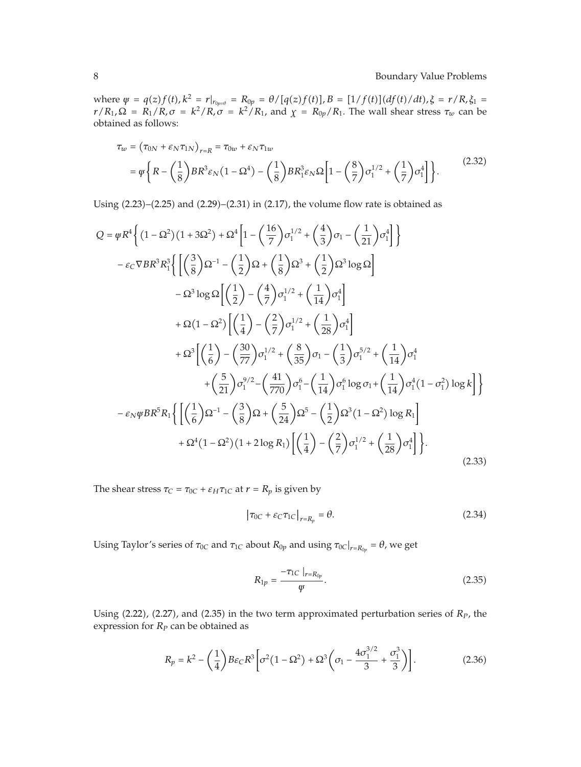where $\psi = q(z)f(t), k^2 = r|_{r_{0p=\theta}} = R_{0p} = \theta/[q(z)f(t)], B = [1/f(t)](df(t)/dt), \xi = r/R, \xi_1 = r/R_1, \Omega = R_1/R, \sigma = k^2/R, \sigma = k^2/R_1$, and $\chi = R_{0p}/R_1$. The wall shear stress $\tau_w$ can be obtained as follows:

$$
\begin{aligned}
\tau_w &= \left(\tau_{0N} + \varepsilon_N \tau_{1N}\right)_{r=R} = \tau_{0w} + \varepsilon_N \tau_{1w} \\
&= \psi\left\{R - \left(\frac{1}{8}\right)BR^3\varepsilon_N\left(1-\Omega^4\right) - \left(\frac{1}{8}\right)BR_1^3\varepsilon_N\Omega\left[1-\left(\frac{8}{7}\right)\sigma_1^{1/2}+\left(\frac{1}{7}\right)\sigma_1^4\right]\right\}.
\end{aligned}
\tag{2.32}
$$

Using (2.23)–(2.25) and (2.29)–(2.31) in (2.17), the volume flow rate is obtained as

$$
\begin{aligned}
Q = {} & \psi R^4\left\{\left(1-\Omega^2\right)\left(1+3\Omega^2\right) + \Omega^4\left[1-\left(\frac{16}{7}\right)\sigma_1^{1/2}+\left(\frac{4}{3}\right)\sigma_1-\left(\frac{1}{21}\right)\sigma_1^4\right]\right\} \\
& - \varepsilon_C \nabla B R^3 R_1^3\left\{\left[\left(\frac{3}{8}\right)\Omega^{-1}-\left(\frac{1}{2}\right)\Omega+\left(\frac{1}{8}\right)\Omega^3+\left(\frac{1}{2}\right)\Omega^3\log\Omega\right]\right. \\
& \qquad - \Omega^3\log\Omega\left[\left(\frac{1}{2}\right)-\left(\frac{4}{7}\right)\sigma_1^{1/2}+\left(\frac{1}{14}\right)\sigma_1^4\right] \\
& \qquad + \Omega\left(1-\Omega^2\right)\left[\left(\frac{1}{4}\right)-\left(\frac{2}{7}\right)\sigma_1^{1/2}+\left(\frac{1}{28}\right)\sigma_1^4\right] \\
& \qquad + \Omega^3\left[\left(\frac{1}{6}\right)-\left(\frac{30}{77}\right)\sigma_1^{1/2}+\left(\frac{8}{35}\right)\sigma_1-\left(\frac{1}{3}\right)\sigma_1^{5/2}+\left(\frac{1}{14}\right)\sigma_1^4\right. \\
& \qquad \left.\left. +\left(\frac{5}{21}\right)\sigma_1^{9/2}-\left(\frac{41}{770}\right)\sigma_1^6-\left(\frac{1}{14}\right)\sigma_1^6\log\sigma_1+\left(\frac{1}{14}\right)\sigma_1^4\left(1-\sigma_1^2\right)\log k\right]\right\} \\
& - \varepsilon_N \psi B R^5 R_1\left\{\left[\left(\frac{1}{6}\right)\Omega^{-1}-\left(\frac{3}{8}\right)\Omega+\left(\frac{5}{24}\right)\Omega^5-\left(\frac{1}{2}\right)\Omega^3\left(1-\Omega^2\right)\log R_1\right]\right. \\
& \qquad \left. + \Omega^4\left(1-\Omega^2\right)\left(1+2\log R_1\right)\left[\left(\frac{1}{4}\right)-\left(\frac{2}{7}\right)\sigma_1^{1/2}+\left(\frac{1}{28}\right)\sigma_1^4\right]\right\}.
\end{aligned}
\tag{2.33}
$$

The shear stress $\tau_C = \tau_{0C} + \varepsilon_H \tau_{1C}$ at $r = R_p$ is given by

$$
\left|\tau_{0C} + \varepsilon_C \tau_{1C}\right|_{r=R_p} = \theta. \tag{2.34}
$$

Using Taylor's series of $\tau_{0C}$ and $\tau_{1C}$ about $R_{0p}$ and using $\tau_{0C}|_{r=R_{0p}} = \theta$, we get

$$
R_{1p} = \frac{-\tau_{1C}\,|_{r=R_{0p}}}{\psi}. \tag{2.35}
$$

Using (2.22), (2.27), and (2.35) in the two term approximated perturbation series of $R_P$, the expression for $R_P$ can be obtained as

$$
R_p = k^2 - \left(\frac{1}{4}\right)B\varepsilon_C R^3\left[\sigma^2\left(1-\Omega^2\right)+\Omega^3\left(\sigma_1-\frac{4\sigma_1^{3/2}}{3}+\frac{\sigma_1^3}{3}\right)\right]. \tag{2.36}
$$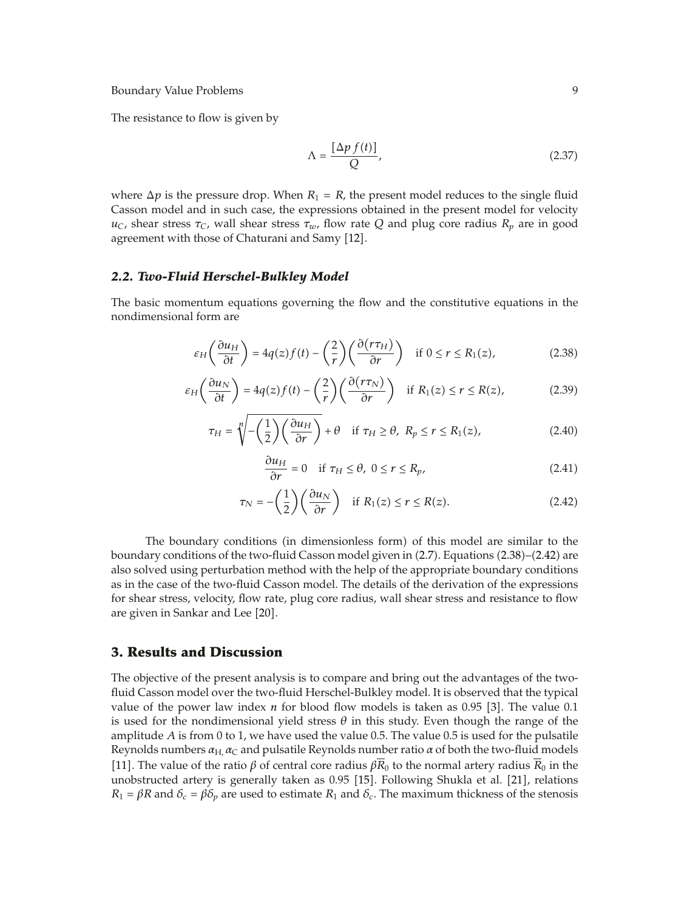The resistance to flow is given by

$$\Lambda = \frac{[\Delta p\, f(t)]}{Q}, \tag{2.37}$$

where $\Delta p$ is the pressure drop. When $R_1 = R$, the present model reduces to the single fluid Casson model and in such case, the expressions obtained in the present model for velocity $u_C$, shear stress $\tau_C$, wall shear stress $\tau_w$, flow rate $Q$ and plug core radius $R_p$ are in good agreement with those of Chaturani and Samy [12].

### *2.2. Two-Fluid Herschel-Bulkley Model*

The basic momentum equations governing the flow and the constitutive equations in the nondimensional form are

$$\varepsilon_H\left(\frac{\partial u_H}{\partial t}\right) = 4q(z)f(t) - \left(\frac{2}{r}\right)\left(\frac{\partial(r\tau_H)}{\partial r}\right) \quad \text{if } 0 \le r \le R_1(z), \tag{2.38}$$

$$\varepsilon_H\left(\frac{\partial u_N}{\partial t}\right) = 4q(z)f(t) - \left(\frac{2}{r}\right)\left(\frac{\partial(r\tau_N)}{\partial r}\right) \quad \text{if } R_1(z) \le r \le R(z), \tag{2.39}$$

$$\tau_H = \sqrt[n]{-\left(\frac{1}{2}\right)\left(\frac{\partial u_H}{\partial r}\right)} + \theta \quad \text{if } \tau_H \ge \theta,\ R_p \le r \le R_1(z), \tag{2.40}$$

$$\frac{\partial u_H}{\partial r} = 0 \quad \text{if } \tau_H \le \theta,\ 0 \le r \le R_p, \tag{2.41}$$

$$\tau_N = -\left(\frac{1}{2}\right)\left(\frac{\partial u_N}{\partial r}\right) \quad \text{if } R_1(z) \le r \le R(z). \tag{2.42}$$

The boundary conditions (in dimensionless form) of this model are similar to the boundary conditions of the two-fluid Casson model given in (2.7). Equations (2.38)–(2.42) are also solved using perturbation method with the help of the appropriate boundary conditions as in the case of the two-fluid Casson model. The details of the derivation of the expressions for shear stress, velocity, flow rate, plug core radius, wall shear stress and resistance to flow are given in Sankar and Lee [20].

## 3. Results and Discussion

The objective of the present analysis is to compare and bring out the advantages of the two-fluid Casson model over the two-fluid Herschel-Bulkley model. It is observed that the typical value of the power law index $n$ for blood flow models is taken as 0.95 [3]. The value 0.1 is used for the nondimensional yield stress $\theta$ in this study. Even though the range of the amplitude $A$ is from 0 to 1, we have used the value 0.5. The value 0.5 is used for the pulsatile Reynolds numbers $\alpha_H, \alpha_C$ and pulsatile Reynolds number ratio $\alpha$ of both the two-fluid models [11]. The value of the ratio $\beta$ of central core radius $\beta\overline{R}_0$ to the normal artery radius $\overline{R}_0$ in the unobstructed artery is generally taken as 0.95 [15]. Following Shukla et al. [21], relations $R_1 = \beta R$ and $\delta_c = \beta\delta_p$ are used to estimate $R_1$ and $\delta_c$. The maximum thickness of the stenosis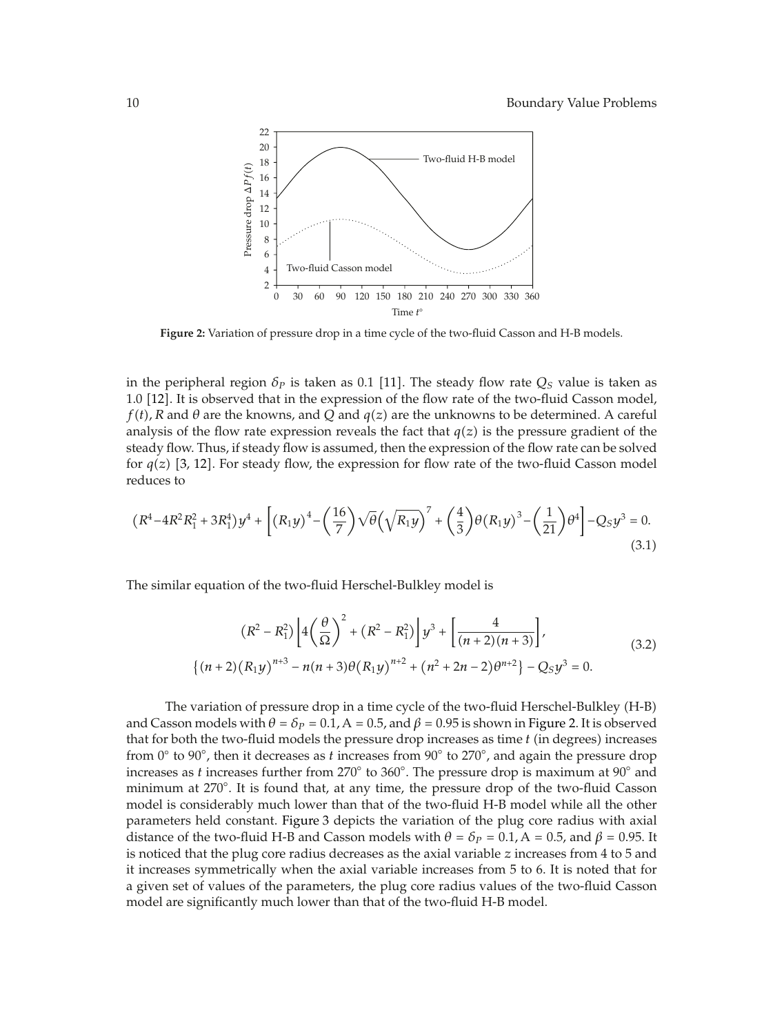**Figure 2:** Variation of pressure drop in a time cycle of the two-fluid Casson and H-B models.

in the peripheral region $\delta_P$ is taken as 0.1 [11]. The steady flow rate $Q_S$ value is taken as 1.0 [12]. It is observed that in the expression of the flow rate of the two-fluid Casson model, $f(t)$, $R$ and $\theta$ are the knowns, and $Q$ and $q(z)$ are the unknowns to be determined. A careful analysis of the flow rate expression reveals the fact that $q(z)$ is the pressure gradient of the steady flow. Thus, if steady flow is assumed, then the expression of the flow rate can be solved for $q(z)$ [3, 12]. For steady flow, the expression for flow rate of the two-fluid Casson model reduces to

$$\left(R^4-4R^2R_1^2+3R_1^4\right)y^4+\left[\left(R_1y\right)^4-\left(\frac{16}{7}\right)\sqrt{\theta}\left(\sqrt{R_1y}\right)^7+\left(\frac{4}{3}\right)\theta\left(R_1y\right)^3-\left(\frac{1}{21}\right)\theta^4\right]-Q_Sy^3=0. \tag{3.1}$$

The similar equation of the two-fluid Herschel-Bulkley model is

$$\begin{gathered}\left(R^2-R_1^2\right)\left[4\left(\frac{\theta}{\Omega}\right)^2+\left(R^2-R_1^2\right)\right]y^3+\left[\frac{4}{(n+2)(n+3)}\right],\\ \left\{(n+2)\left(R_1y\right)^{n+3}-n(n+3)\theta\left(R_1y\right)^{n+2}+\left(n^2+2n-2\right)\theta^{n+2}\right\}-Q_Sy^3=0.\end{gathered} \tag{3.2}$$

The variation of pressure drop in a time cycle of the two-fluid Herschel-Bulkley (H-B) and Casson models with $\theta = \delta_P = 0.1$, $A = 0.5$, and $\beta = 0.95$ is shown in Figure 2. It is observed that for both the two-fluid models the pressure drop increases as time $t$ (in degrees) increases from 0° to 90°, then it decreases as $t$ increases from 90° to 270°, and again the pressure drop increases as $t$ increases further from 270° to 360°. The pressure drop is maximum at 90° and minimum at 270°. It is found that, at any time, the pressure drop of the two-fluid Casson model is considerably much lower than that of the two-fluid H-B model while all the other parameters held constant. Figure 3 depicts the variation of the plug core radius with axial distance of the two-fluid H-B and Casson models with $\theta = \delta_P = 0.1$, $A = 0.5$, and $\beta = 0.95$. It is noticed that the plug core radius decreases as the axial variable $z$ increases from 4 to 5 and it increases symmetrically when the axial variable increases from 5 to 6. It is noted that for a given set of values of the parameters, the plug core radius values of the two-fluid Casson model are significantly much lower than that of the two-fluid H-B model.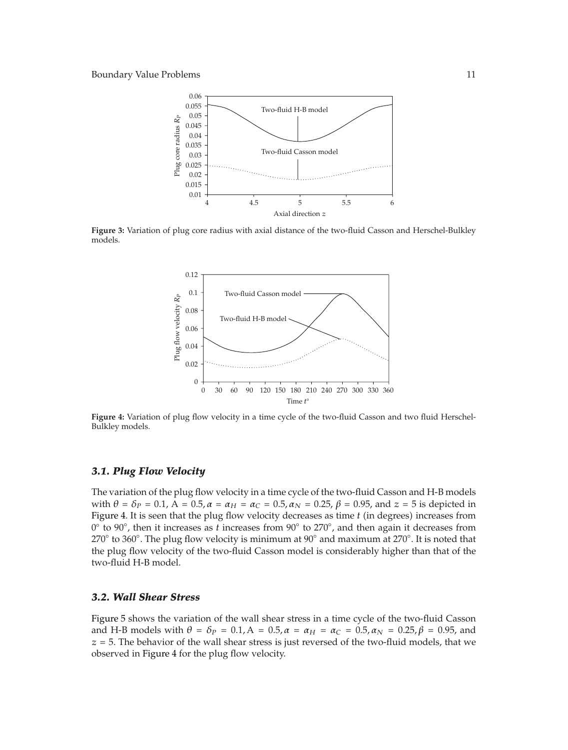Figure 3: Variation of plug core radius with axial distance of the two-fluid Casson and Herschel-Bulkley models.

Figure 4: Variation of plug flow velocity in a time cycle of the two-fluid Casson and two fluid Herschel-Bulkley models.

### 3.1. Plug Flow Velocity

The variation of the plug flow velocity in a time cycle of the two-fluid Casson and H-B models with $\theta = \delta_P = 0.1$, $\mathrm{A} = 0.5$, $\alpha = \alpha_H = \alpha_C = 0.5$, $\alpha_N = 0.25$, $\beta = 0.95$, and $z = 5$ is depicted in Figure 4. It is seen that the plug flow velocity decreases as time $t$ (in degrees) increases from $0^\circ$ to $90^\circ$, then it increases as $t$ increases from $90^\circ$ to $270^\circ$, and then again it decreases from $270^\circ$ to $360^\circ$. The plug flow velocity is minimum at $90^\circ$ and maximum at $270^\circ$. It is noted that the plug flow velocity of the two-fluid Casson model is considerably higher than that of the two-fluid H-B model.

### 3.2. Wall Shear Stress

Figure 5 shows the variation of the wall shear stress in a time cycle of the two-fluid Casson and H-B models with $\theta = \delta_P = 0.1$, $\mathrm{A} = 0.5$, $\alpha = \alpha_H = \alpha_C = 0.5$, $\alpha_N = 0.25$, $\beta = 0.95$, and $z = 5$. The behavior of the wall shear stress is just reversed of the two-fluid models, that we observed in Figure 4 for the plug flow velocity.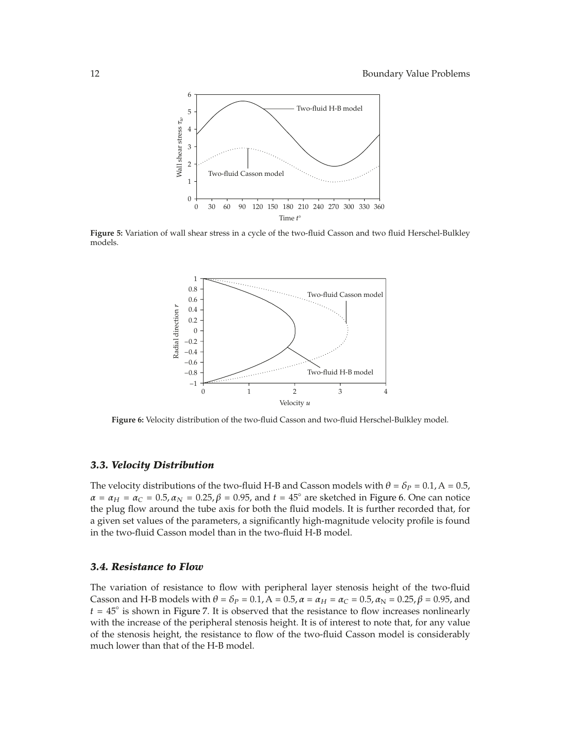**Figure 5:** Variation of wall shear stress in a cycle of the two-fluid Casson and two fluid Herschel-Bulkley models.

**Figure 6:** Velocity distribution of the two-fluid Casson and two-fluid Herschel-Bulkley model.

### *3.3. Velocity Distribution*

The velocity distributions of the two-fluid H-B and Casson models with $\theta = \delta_P = 0.1$, $A = 0.5$, $\alpha = \alpha_H = \alpha_C = 0.5$, $\alpha_N = 0.25$, $\beta = 0.95$, and $t = 45^\circ$ are sketched in Figure 6. One can notice the plug flow around the tube axis for both the fluid models. It is further recorded that, for a given set values of the parameters, a significantly high-magnitude velocity profile is found in the two-fluid Casson model than in the two-fluid H-B model.

### *3.4. Resistance to Flow*

The variation of resistance to flow with peripheral layer stenosis height of the two-fluid Casson and H-B models with $\theta = \delta_P = 0.1$, $A = 0.5$, $\alpha = \alpha_H = \alpha_C = 0.5$, $\alpha_N = 0.25$, $\beta = 0.95$, and $t = 45^\circ$ is shown in Figure 7. It is observed that the resistance to flow increases nonlinearly with the increase of the peripheral stenosis height. It is of interest to note that, for any value of the stenosis height, the resistance to flow of the two-fluid Casson model is considerably much lower than that of the H-B model.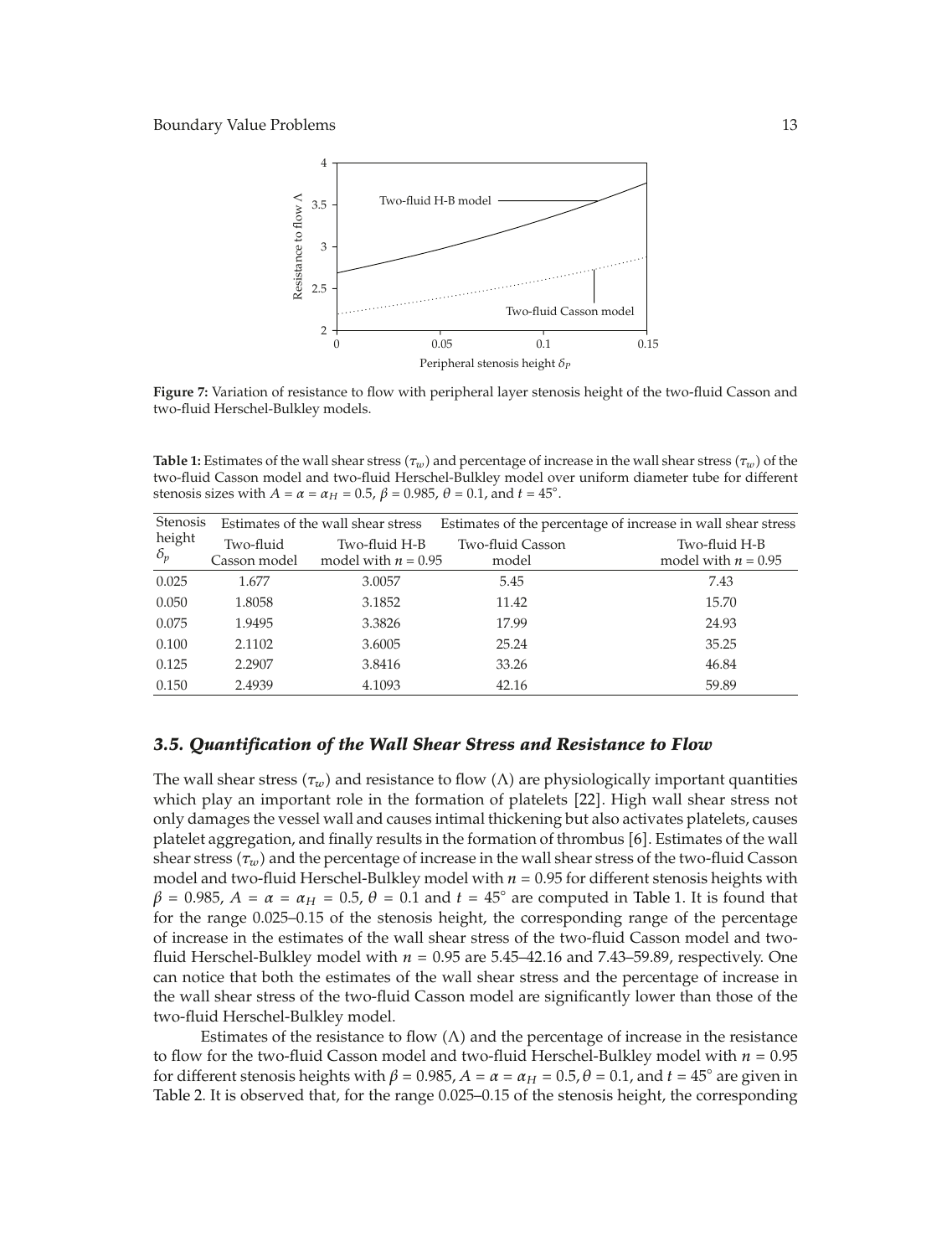Figure 7: Variation of resistance to flow with peripheral layer stenosis height of the two-fluid Casson and two-fluid Herschel-Bulkley models.

**Table 1:** Estimates of the wall shear stress ($\tau_w$) and percentage of increase in the wall shear stress ($\tau_w$) of the two-fluid Casson model and two-fluid Herschel-Bulkley model over uniform diameter tube for different stenosis sizes with $A = \alpha = \alpha_H = 0.5$, $\beta = 0.985$, $\theta = 0.1$, and $t = 45°$.

| Stenosis height $\delta_p$ | Estimates of the wall shear stress | | Estimates of the percentage of increase in wall shear stress | |
|---|---|---|---|---|
| | Two-fluid Casson model | Two-fluid H-B model with $n = 0.95$ | Two-fluid Casson model | Two-fluid H-B model with $n = 0.95$ |
| 0.025 | 1.677 | 3.0057 | 5.45 | 7.43 |
| 0.050 | 1.8058 | 3.1852 | 11.42 | 15.70 |
| 0.075 | 1.9495 | 3.3826 | 17.99 | 24.93 |
| 0.100 | 2.1102 | 3.6005 | 25.24 | 35.25 |
| 0.125 | 2.2907 | 3.8416 | 33.26 | 46.84 |
| 0.150 | 2.4939 | 4.1093 | 42.16 | 59.89 |

### *3.5. Quantification of the Wall Shear Stress and Resistance to Flow*

The wall shear stress ($\tau_w$) and resistance to flow ($\Lambda$) are physiologically important quantities which play an important role in the formation of platelets [22]. High wall shear stress not only damages the vessel wall and causes intimal thickening but also activates platelets, causes platelet aggregation, and finally results in the formation of thrombus [6]. Estimates of the wall shear stress ($\tau_w$) and the percentage of increase in the wall shear stress of the two-fluid Casson model and two-fluid Herschel-Bulkley model with $n = 0.95$ for different stenosis heights with $\beta = 0.985$, $A = \alpha = \alpha_H = 0.5$, $\theta = 0.1$ and $t = 45°$ are computed in Table 1. It is found that for the range 0.025–0.15 of the stenosis height, the corresponding range of the percentage of increase in the estimates of the wall shear stress of the two-fluid Casson model and two-fluid Herschel-Bulkley model with $n = 0.95$ are 5.45–42.16 and 7.43–59.89, respectively. One can notice that both the estimates of the wall shear stress and the percentage of increase in the wall shear stress of the two-fluid Casson model are significantly lower than those of the two-fluid Herschel-Bulkley model.

Estimates of the resistance to flow ($\Lambda$) and the percentage of increase in the resistance to flow for the two-fluid Casson model and two-fluid Herschel-Bulkley model with $n = 0.95$ for different stenosis heights with $\beta = 0.985$, $A = \alpha = \alpha_H = 0.5$, $\theta = 0.1$, and $t = 45°$ are given in Table 2. It is observed that, for the range 0.025–0.15 of the stenosis height, the corresponding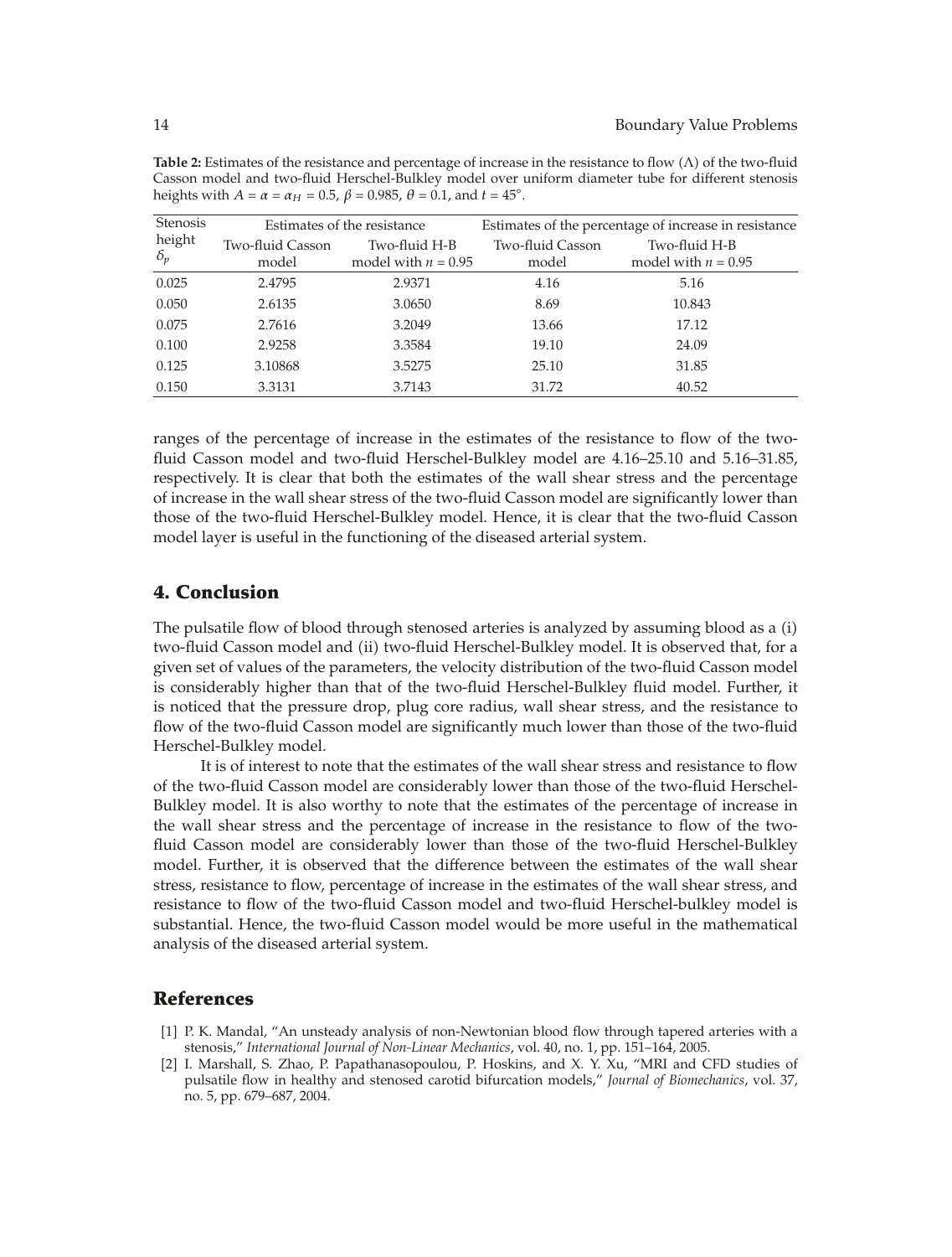**Table 2:** Estimates of the resistance and percentage of increase in the resistance to flow ($\Lambda$) of the two-fluid Casson model and two-fluid Herschel-Bulkley model over uniform diameter tube for different stenosis heights with $A = \alpha = \alpha_H = 0.5$, $\beta = 0.985$, $\theta = 0.1$, and $t = 45°$.

| Stenosis height $\delta_p$ | Estimates of the resistance | | Estimates of the percentage of increase in resistance | |
|---|---|---|---|---|
| | Two-fluid Casson model | Two-fluid H-B model with $n = 0.95$ | Two-fluid Casson model | Two-fluid H-B model with $n = 0.95$ |
| 0.025 | 2.4795 | 2.9371 | 4.16 | 5.16 |
| 0.050 | 2.6135 | 3.0650 | 8.69 | 10.843 |
| 0.075 | 2.7616 | 3.2049 | 13.66 | 17.12 |
| 0.100 | 2.9258 | 3.3584 | 19.10 | 24.09 |
| 0.125 | 3.10868 | 3.5275 | 25.10 | 31.85 |
| 0.150 | 3.3131 | 3.7143 | 31.72 | 40.52 |

ranges of the percentage of increase in the estimates of the resistance to flow of the two-fluid Casson model and two-fluid Herschel-Bulkley model are 4.16–25.10 and 5.16–31.85, respectively. It is clear that both the estimates of the wall shear stress and the percentage of increase in the wall shear stress of the two-fluid Casson model are significantly lower than those of the two-fluid Herschel-Bulkley model. Hence, it is clear that the two-fluid Casson model layer is useful in the functioning of the diseased arterial system.

## 4. Conclusion

The pulsatile flow of blood through stenosed arteries is analyzed by assuming blood as a (i) two-fluid Casson model and (ii) two-fluid Herschel-Bulkley model. It is observed that, for a given set of values of the parameters, the velocity distribution of the two-fluid Casson model is considerably higher than that of the two-fluid Herschel-Bulkley fluid model. Further, it is noticed that the pressure drop, plug core radius, wall shear stress, and the resistance to flow of the two-fluid Casson model are significantly much lower than those of the two-fluid Herschel-Bulkley model.

It is of interest to note that the estimates of the wall shear stress and resistance to flow of the two-fluid Casson model are considerably lower than those of the two-fluid Herschel-Bulkley model. It is also worthy to note that the estimates of the percentage of increase in the wall shear stress and the percentage of increase in the resistance to flow of the two-fluid Casson model are considerably lower than those of the two-fluid Herschel-Bulkley model. Further, it is observed that the difference between the estimates of the wall shear stress, resistance to flow, percentage of increase in the estimates of the wall shear stress, and resistance to flow of the two-fluid Casson model and two-fluid Herschel-bulkley model is substantial. Hence, the two-fluid Casson model would be more useful in the mathematical analysis of the diseased arterial system.

## References

[1] P. K. Mandal, "An unsteady analysis of non-Newtonian blood flow through tapered arteries with a stenosis," *International Journal of Non-Linear Mechanics*, vol. 40, no. 1, pp. 151–164, 2005.

[2] I. Marshall, S. Zhao, P. Papathanasopoulou, P. Hoskins, and X. Y. Xu, "MRI and CFD studies of pulsatile flow in healthy and stenosed carotid bifurcation models," *Journal of Biomechanics*, vol. 37, no. 5, pp. 679–687, 2004.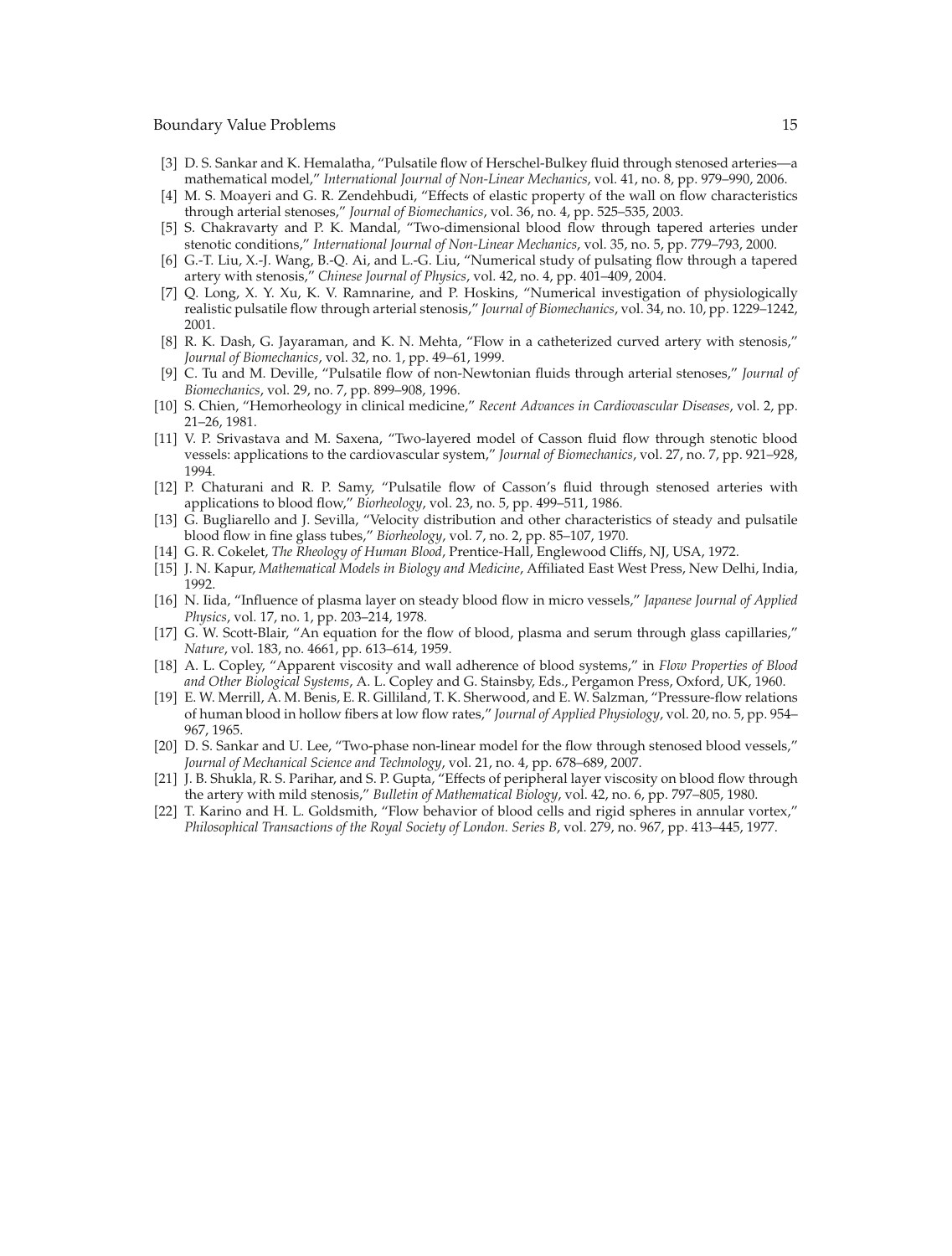[3] D. S. Sankar and K. Hemalatha, "Pulsatile flow of Herschel-Bulkey fluid through stenosed arteries—a mathematical model," *International Journal of Non-Linear Mechanics*, vol. 41, no. 8, pp. 979–990, 2006.

[4] M. S. Moayeri and G. R. Zendehbudi, "Effects of elastic property of the wall on flow characteristics through arterial stenoses," *Journal of Biomechanics*, vol. 36, no. 4, pp. 525–535, 2003.

[5] S. Chakravarty and P. K. Mandal, "Two-dimensional blood flow through tapered arteries under stenotic conditions," *International Journal of Non-Linear Mechanics*, vol. 35, no. 5, pp. 779–793, 2000.

[6] G.-T. Liu, X.-J. Wang, B.-Q. Ai, and L.-G. Liu, "Numerical study of pulsating flow through a tapered artery with stenosis," *Chinese Journal of Physics*, vol. 42, no. 4, pp. 401–409, 2004.

[7] Q. Long, X. Y. Xu, K. V. Ramnarine, and P. Hoskins, "Numerical investigation of physiologically realistic pulsatile flow through arterial stenosis," *Journal of Biomechanics*, vol. 34, no. 10, pp. 1229–1242, 2001.

[8] R. K. Dash, G. Jayaraman, and K. N. Mehta, "Flow in a catheterized curved artery with stenosis," *Journal of Biomechanics*, vol. 32, no. 1, pp. 49–61, 1999.

[9] C. Tu and M. Deville, "Pulsatile flow of non-Newtonian fluids through arterial stenoses," *Journal of Biomechanics*, vol. 29, no. 7, pp. 899–908, 1996.

[10] S. Chien, "Hemorheology in clinical medicine," *Recent Advances in Cardiovascular Diseases*, vol. 2, pp. 21–26, 1981.

[11] V. P. Srivastava and M. Saxena, "Two-layered model of Casson fluid flow through stenotic blood vessels: applications to the cardiovascular system," *Journal of Biomechanics*, vol. 27, no. 7, pp. 921–928, 1994.

[12] P. Chaturani and R. P. Samy, "Pulsatile flow of Casson's fluid through stenosed arteries with applications to blood flow," *Biorheology*, vol. 23, no. 5, pp. 499–511, 1986.

[13] G. Bugliarello and J. Sevilla, "Velocity distribution and other characteristics of steady and pulsatile blood flow in fine glass tubes," *Biorheology*, vol. 7, no. 2, pp. 85–107, 1970.

[14] G. R. Cokelet, *The Rheology of Human Blood*, Prentice-Hall, Englewood Cliffs, NJ, USA, 1972.

[15] J. N. Kapur, *Mathematical Models in Biology and Medicine*, Affiliated East West Press, New Delhi, India, 1992.

[16] N. Iida, "Influence of plasma layer on steady blood flow in micro vessels," *Japanese Journal of Applied Physics*, vol. 17, no. 1, pp. 203–214, 1978.

[17] G. W. Scott-Blair, "An equation for the flow of blood, plasma and serum through glass capillaries," *Nature*, vol. 183, no. 4661, pp. 613–614, 1959.

[18] A. L. Copley, "Apparent viscosity and wall adherence of blood systems," in *Flow Properties of Blood and Other Biological Systems*, A. L. Copley and G. Stainsby, Eds., Pergamon Press, Oxford, UK, 1960.

[19] E. W. Merrill, A. M. Benis, E. R. Gilliland, T. K. Sherwood, and E. W. Salzman, "Pressure-flow relations of human blood in hollow fibers at low flow rates," *Journal of Applied Physiology*, vol. 20, no. 5, pp. 954–967, 1965.

[20] D. S. Sankar and U. Lee, "Two-phase non-linear model for the flow through stenosed blood vessels," *Journal of Mechanical Science and Technology*, vol. 21, no. 4, pp. 678–689, 2007.

[21] J. B. Shukla, R. S. Parihar, and S. P. Gupta, "Effects of peripheral layer viscosity on blood flow through the artery with mild stenosis," *Bulletin of Mathematical Biology*, vol. 42, no. 6, pp. 797–805, 1980.

[22] T. Karino and H. L. Goldsmith, "Flow behavior of blood cells and rigid spheres in annular vortex," *Philosophical Transactions of the Royal Society of London. Series B*, vol. 279, no. 967, pp. 413–445, 1977.